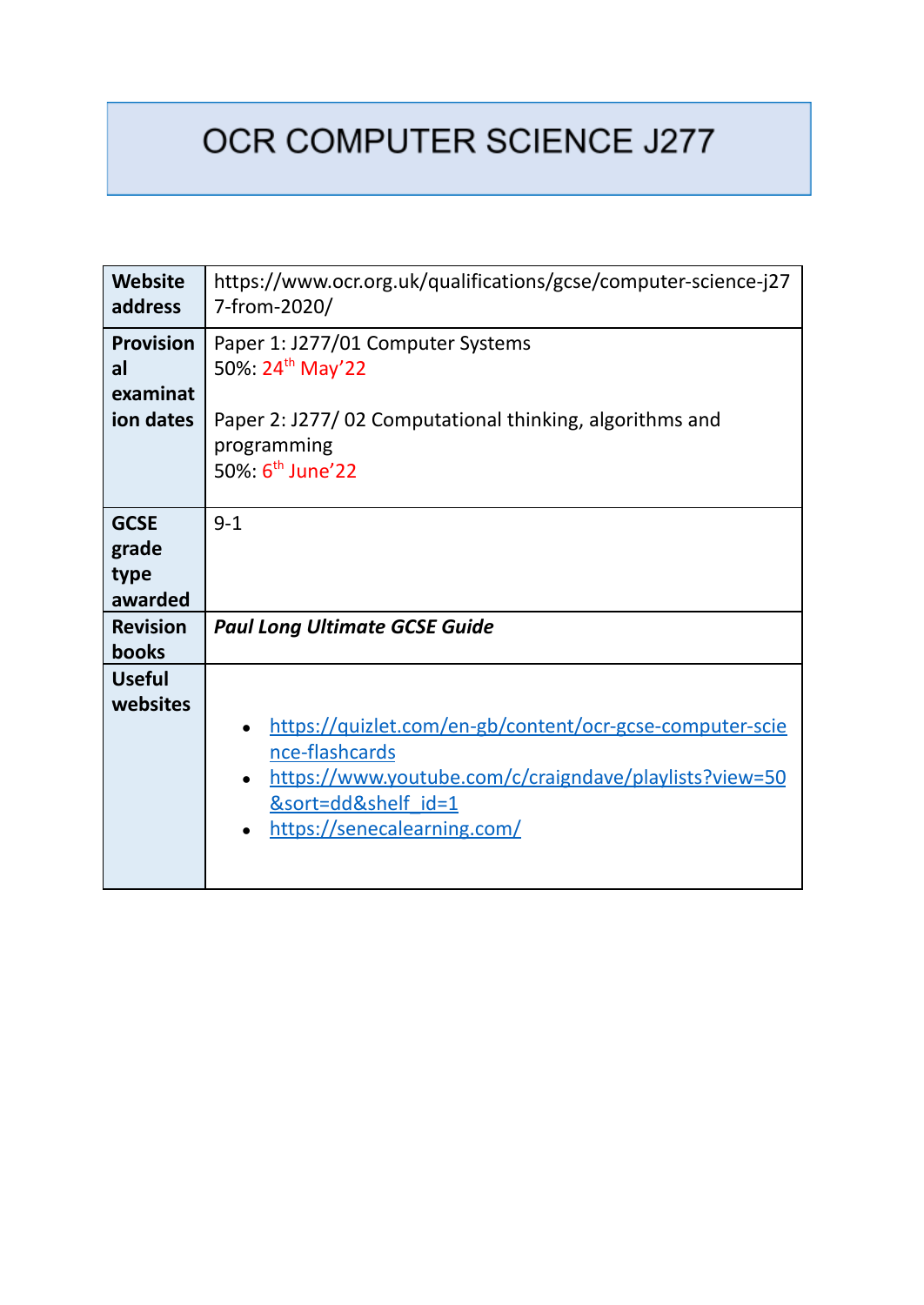# OCR COMPUTER SCIENCE J277

| **Website address** | https://www.ocr.org.uk/qualifications/gcse/computer-science-j277-from-2020/ |
| --- | --- |
| **Provisional examination dates** | Paper 1: J277/01 Computer Systems<br>50%: 24th May'22<br><br>Paper 2: J277/ 02 Computational thinking, algorithms and programming<br>50%: 6th June'22 |
| **GCSE grade type awarded** | 9-1 |
| **Revision books** | ***Paul Long Ultimate GCSE Guide*** |
| **Useful websites** | • https://quizlet.com/en-gb/content/ocr-gcse-computer-science-flashcards<br>• https://www.youtube.com/c/craigndave/playlists?view=50&sort=dd&shelf_id=1<br>• https://senecalearning.com/ |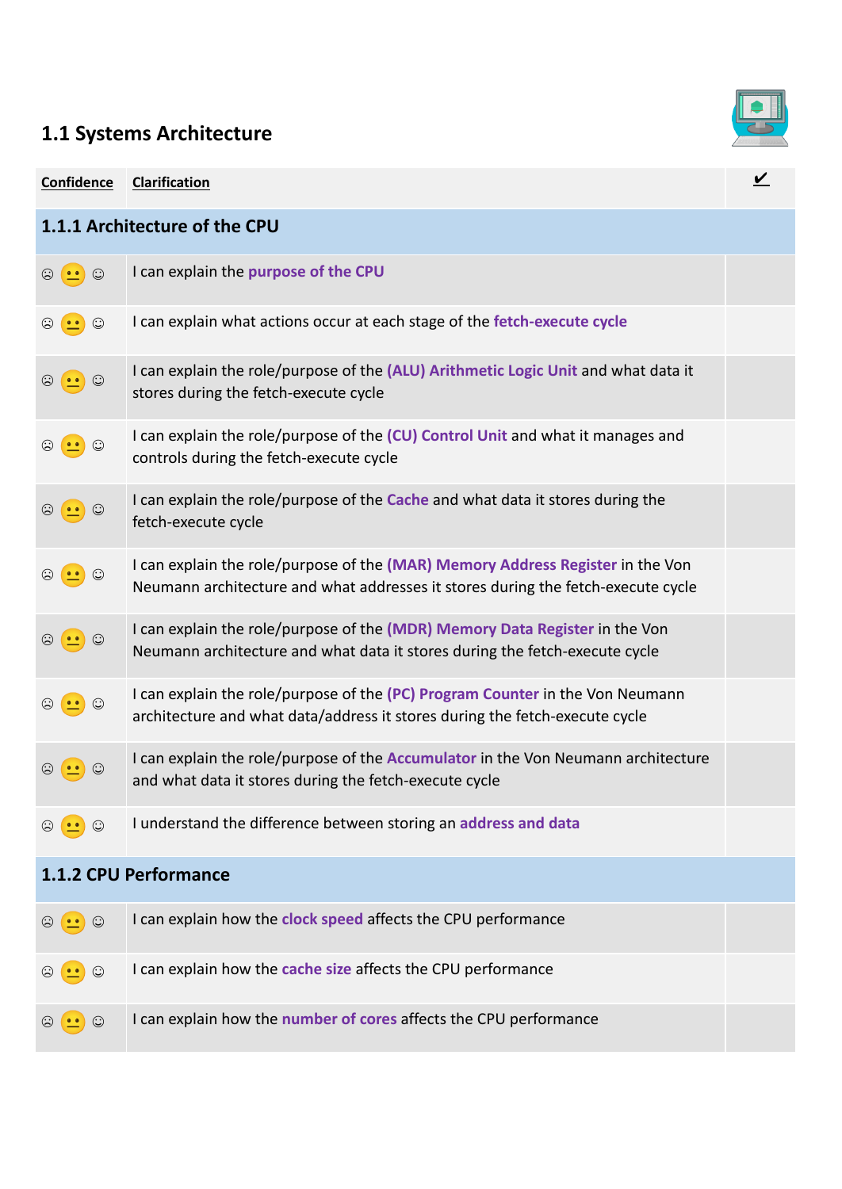## 1.1 Systems Architecture

| Confidence | Clarification | ✔ |
|---|---|---|
| **1.1.1 Architecture of the CPU** | | |
| ☹ 😐 ☺ | I can explain the **purpose of the CPU** | |
| ☹ 😐 ☺ | I can explain what actions occur at each stage of the **fetch-execute cycle** | |
| ☹ 😐 ☺ | I can explain the role/purpose of the **(ALU) Arithmetic Logic Unit** and what data it stores during the fetch-execute cycle | |
| ☹ 😐 ☺ | I can explain the role/purpose of the **(CU) Control Unit** and what it manages and controls during the fetch-execute cycle | |
| ☹ 😐 ☺ | I can explain the role/purpose of the **Cache** and what data it stores during the fetch-execute cycle | |
| ☹ 😐 ☺ | I can explain the role/purpose of the **(MAR) Memory Address Register** in the Von Neumann architecture and what addresses it stores during the fetch-execute cycle | |
| ☹ 😐 ☺ | I can explain the role/purpose of the **(MDR) Memory Data Register** in the Von Neumann architecture and what data it stores during the fetch-execute cycle | |
| ☹ 😐 ☺ | I can explain the role/purpose of the **(PC) Program Counter** in the Von Neumann architecture and what data/address it stores during the fetch-execute cycle | |
| ☹ 😐 ☺ | I can explain the role/purpose of the **Accumulator** in the Von Neumann architecture and what data it stores during the fetch-execute cycle | |
| ☹ 😐 ☺ | I understand the difference between storing an **address and data** | |
| **1.1.2 CPU Performance** | | |
| ☹ 😐 ☺ | I can explain how the **clock speed** affects the CPU performance | |
| ☹ 😐 ☺ | I can explain how the **cache size** affects the CPU performance | |
| ☹ 😐 ☺ | I can explain how the **number of cores** affects the CPU performance | |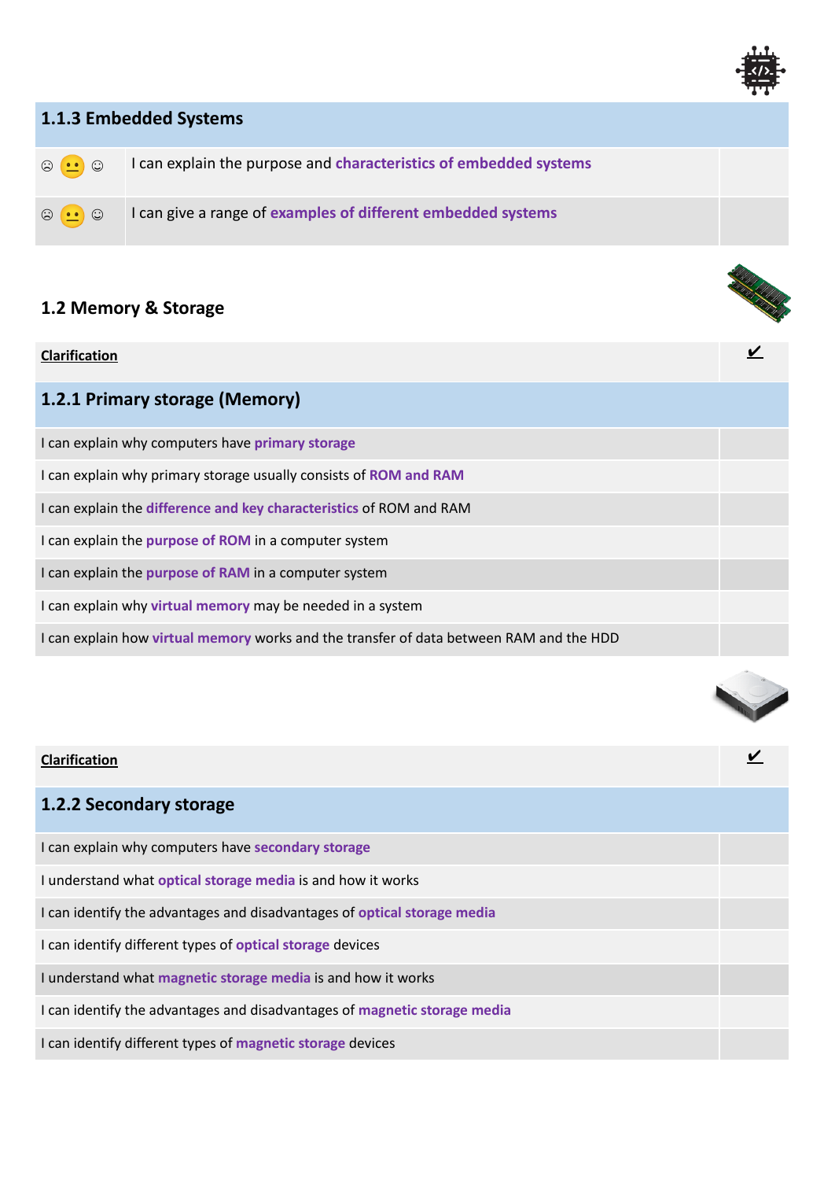## 1.1.3 Embedded Systems

| | | |
|---|---|---|
| ☹ 😐 ☺ | I can explain the purpose and **characteristics of embedded systems** | |
| ☹ 😐 ☺ | I can give a range of **examples of different embedded systems** | |

## 1.2 Memory & Storage

| **Clarification** | ✔ |
|---|---|
| **1.2.1 Primary storage (Memory)** | |
| I can explain why computers have **primary storage** | |
| I can explain why primary storage usually consists of **ROM and RAM** | |
| I can explain the **difference and key characteristics** of ROM and RAM | |
| I can explain the **purpose of ROM** in a computer system | |
| I can explain the **purpose of RAM** in a computer system | |
| I can explain why **virtual memory** may be needed in a system | |
| I can explain how **virtual memory** works and the transfer of data between RAM and the HDD | |

| **Clarification** | ✔ |
|---|---|
| **1.2.2 Secondary storage** | |
| I can explain why computers have **secondary storage** | |
| I understand what **optical storage media** is and how it works | |
| I can identify the advantages and disadvantages of **optical storage media** | |
| I can identify different types of **optical storage** devices | |
| I understand what **magnetic storage media** is and how it works | |
| I can identify the advantages and disadvantages of **magnetic storage media** | |
| I can identify different types of **magnetic storage** devices | |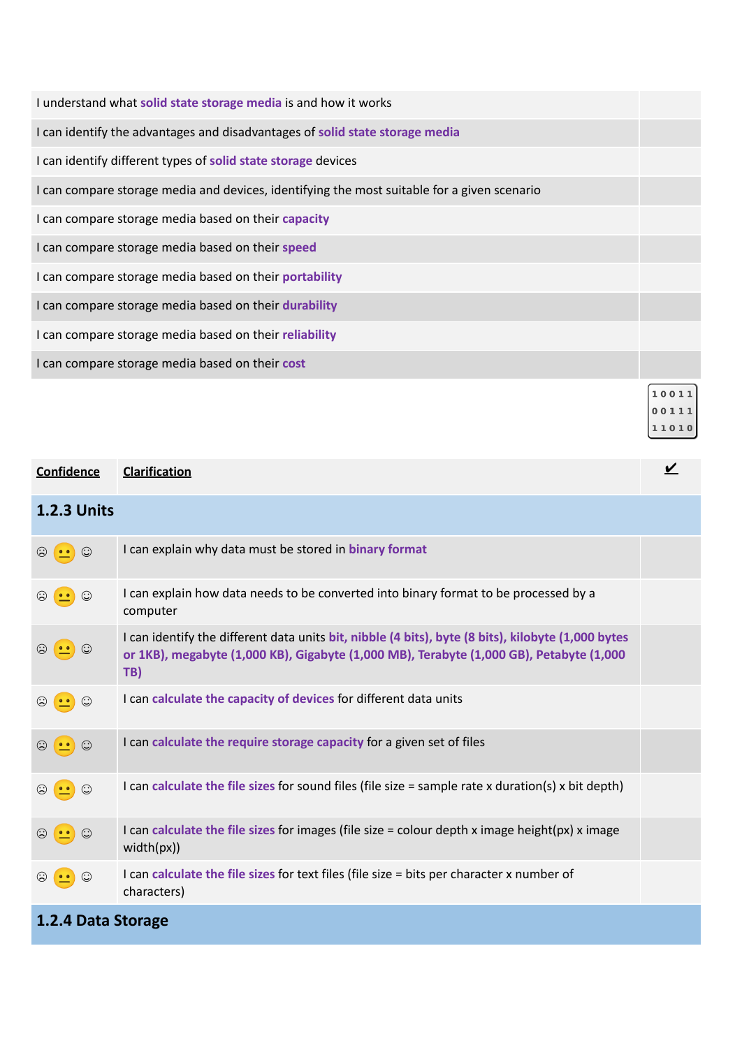| | |
|---|---|
| I understand what **solid state storage media** is and how it works | |
| I can identify the advantages and disadvantages of **solid state storage media** | |
| I can identify different types of **solid state storage** devices | |
| I can compare storage media and devices, identifying the most suitable for a given scenario | |
| I can compare storage media based on their **capacity** | |
| I can compare storage media based on their **speed** | |
| I can compare storage media based on their **portability** | |
| I can compare storage media based on their **durability** | |
| I can compare storage media based on their **reliability** | |
| I can compare storage media based on their **cost** | |

| Confidence | Clarification | ✔ |
|---|---|---|
| **1.2.3 Units** | | |
| ☹ 😐 ☺ | I can explain why data must be stored in **binary format** | |
| ☹ 😐 ☺ | I can explain how data needs to be converted into binary format to be processed by a computer | |
| ☹ 😐 ☺ | I can identify the different data units **bit, nibble (4 bits), byte (8 bits), kilobyte (1,000 bytes or 1KB), megabyte (1,000 KB), Gigabyte (1,000 MB), Terabyte (1,000 GB), Petabyte (1,000 TB)** | |
| ☹ 😐 ☺ | I can **calculate the capacity of devices** for different data units | |
| ☹ 😐 ☺ | I can **calculate the require storage capacity** for a given set of files | |
| ☹ 😐 ☺ | I can **calculate the file sizes** for sound files (file size = sample rate x duration(s) x bit depth) | |
| ☹ 😐 ☺ | I can **calculate the file sizes** for images (file size = colour depth x image height(px) x image width(px)) | |
| ☹ 😐 ☺ | I can **calculate the file sizes** for text files (file size = bits per character x number of characters) | |
| **1.2.4 Data Storage** | | |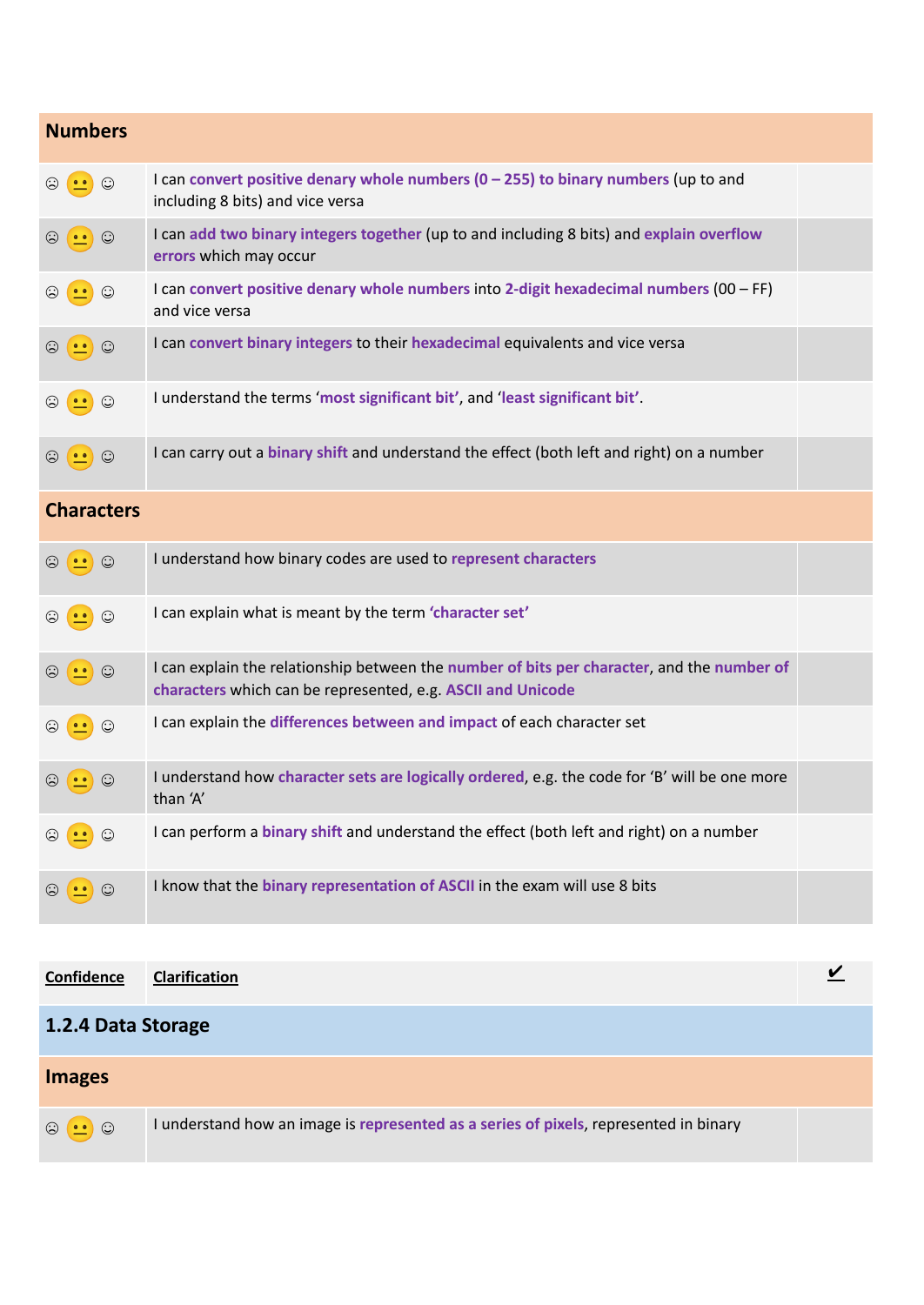| Numbers | | |
|---|---|---|
| ☹ 😐 ☺ | I can **convert positive denary whole numbers (0 – 255) to binary numbers** (up to and including 8 bits) and vice versa | |
| ☹ 😐 ☺ | I can **add two binary integers together** (up to and including 8 bits) and **explain overflow errors** which may occur | |
| ☹ 😐 ☺ | I can **convert positive denary whole numbers** into **2-digit hexadecimal numbers** (00 – FF) and vice versa | |
| ☹ 😐 ☺ | I can **convert binary integers** to their **hexadecimal** equivalents and vice versa | |
| ☹ 😐 ☺ | I understand the terms '**most significant bit'**, and '**least significant bit'**. | |
| ☹ 😐 ☺ | I can carry out a **binary shift** and understand the effect (both left and right) on a number | |

| Characters | | |
|---|---|---|
| ☹ 😐 ☺ | I understand how binary codes are used to **represent characters** | |
| ☹ 😐 ☺ | I can explain what is meant by the term **'character set'** | |
| ☹ 😐 ☺ | I can explain the relationship between the **number of bits per character**, and the **number of characters** which can be represented, e.g. **ASCII and Unicode** | |
| ☹ 😐 ☺ | I can explain the **differences between and impact** of each character set | |
| ☹ 😐 ☺ | I understand how **character sets are logically ordered**, e.g. the code for 'B' will be one more than 'A' | |
| ☹ 😐 ☺ | I can perform a **binary shift** and understand the effect (both left and right) on a number | |
| ☹ 😐 ☺ | I know that the **binary representation of ASCII** in the exam will use 8 bits | |

| **Confidence** | **Clarification** | ✔ |
|---|---|---|
| **1.2.4 Data Storage** | | |
| **Images** | | |
| ☹ 😐 ☺ | I understand how an image is **represented as a series of pixels**, represented in binary | |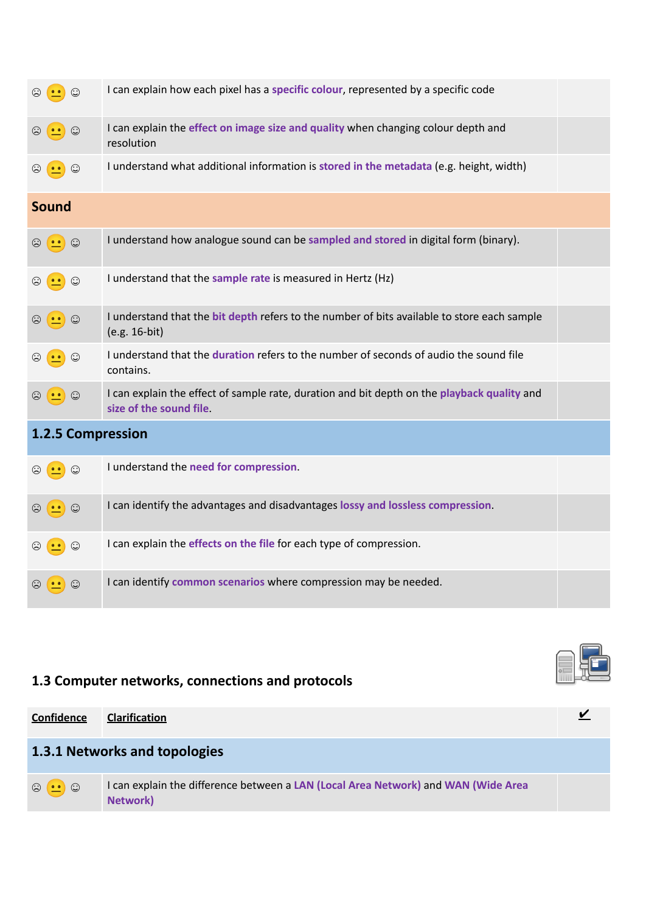| | | |
|---|---|---|
| ☹ 😐 ☺ | I can explain how each pixel has a **specific colour**, represented by a specific code | |
| ☹ 😐 ☺ | I can explain the **effect on image size and quality** when changing colour depth and resolution | |
| ☹ 😐 ☺ | I understand what additional information is **stored in the metadata** (e.g. height, width) | |
| **Sound** | | |
| ☹ 😐 ☺ | I understand how analogue sound can be **sampled and stored** in digital form (binary). | |
| ☹ 😐 ☺ | I understand that the **sample rate** is measured in Hertz (Hz) | |
| ☹ 😐 ☺ | I understand that the **bit depth** refers to the number of bits available to store each sample (e.g. 16-bit) | |
| ☹ 😐 ☺ | I understand that the **duration** refers to the number of seconds of audio the sound file contains. | |
| ☹ 😐 ☺ | I can explain the effect of sample rate, duration and bit depth on the **playback quality** and **size of the sound file**. | |
| **1.2.5 Compression** | | |
| ☹ 😐 ☺ | I understand the **need for compression**. | |
| ☹ 😐 ☺ | I can identify the advantages and disadvantages **lossy and lossless compression**. | |
| ☹ 😐 ☺ | I can explain the **effects on the file** for each type of compression. | |
| ☹ 😐 ☺ | I can identify **common scenarios** where compression may be needed. | |

## 1.3 Computer networks, connections and protocols

| Confidence | Clarification | ✔ |
|---|---|---|
| **1.3.1 Networks and topologies** | | |
| ☹ 😐 ☺ | I can explain the difference between a **LAN (Local Area Network)** and **WAN (Wide Area Network)** | |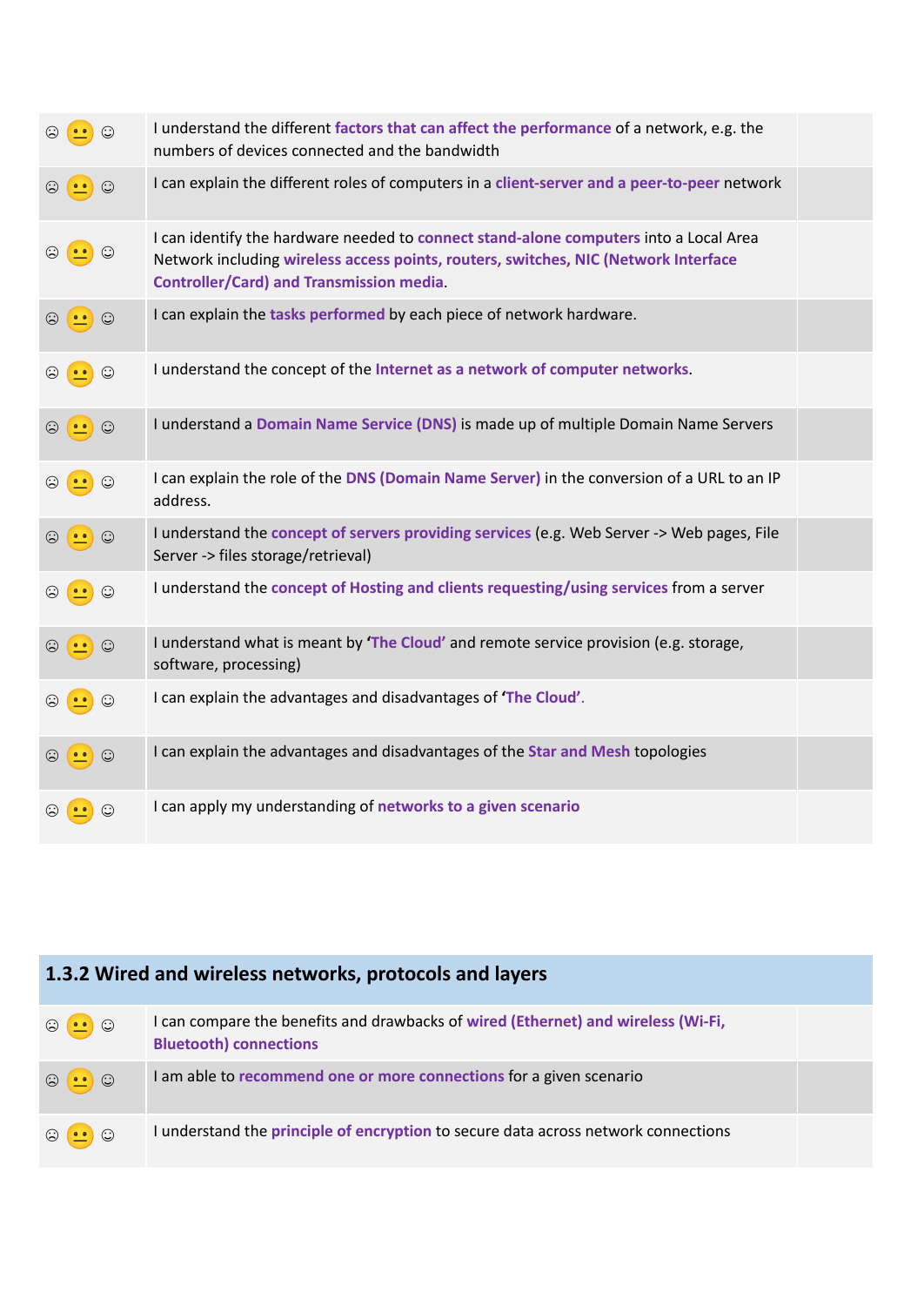| | | |
|---|---|---|
| ☹ 😐 ☺ | I understand the different **factors that can affect the performance** of a network, e.g. the numbers of devices connected and the bandwidth | |
| ☹ 😐 ☺ | I can explain the different roles of computers in a **client-server and a peer-to-peer** network | |
| ☹ 😐 ☺ | I can identify the hardware needed to **connect stand-alone computers** into a Local Area Network including **wireless access points, routers, switches, NIC (Network Interface Controller/Card) and Transmission media**. | |
| ☹ 😐 ☺ | I can explain the **tasks performed** by each piece of network hardware. | |
| ☹ 😐 ☺ | I understand the concept of the **Internet as a network of computer networks**. | |
| ☹ 😐 ☺ | I understand a **Domain Name Service (DNS)** is made up of multiple Domain Name Servers | |
| ☹ 😐 ☺ | I can explain the role of the **DNS (Domain Name Server)** in the conversion of a URL to an IP address. | |
| ☹ 😐 ☺ | I understand the **concept of servers providing services** (e.g. Web Server -> Web pages, File Server -> files storage/retrieval) | |
| ☹ 😐 ☺ | I understand the **concept of Hosting and clients requesting/using services** from a server | |
| ☹ 😐 ☺ | I understand what is meant by **'The Cloud'** and remote service provision (e.g. storage, software, processing) | |
| ☹ 😐 ☺ | I can explain the advantages and disadvantages of **'The Cloud'**. | |
| ☹ 😐 ☺ | I can explain the advantages and disadvantages of the **Star and Mesh** topologies | |
| ☹ 😐 ☺ | I can apply my understanding of **networks to a given scenario** | |

## 1.3.2 Wired and wireless networks, protocols and layers

| | | |
|---|---|---|
| ☹ 😐 ☺ | I can compare the benefits and drawbacks of **wired (Ethernet) and wireless (Wi-Fi, Bluetooth) connections** | |
| ☹ 😐 ☺ | I am able to **recommend one or more connections** for a given scenario | |
| ☹ 😐 ☺ | I understand the **principle of encryption** to secure data across network connections | |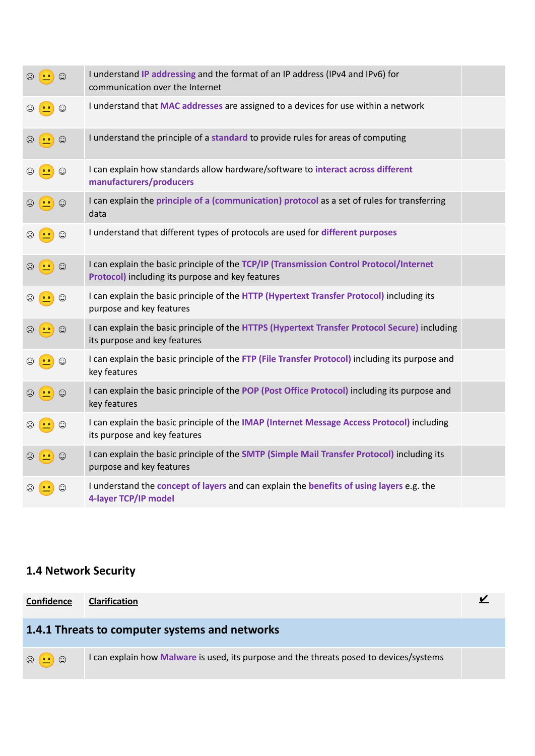| | | |
|---|---|---|
| ☹ 😐 ☺ | I understand **IP addressing** and the format of an IP address (IPv4 and IPv6) for communication over the Internet | |
| ☹ 😐 ☺ | I understand that **MAC addresses** are assigned to a devices for use within a network | |
| ☹ 😐 ☺ | I understand the principle of a **standard** to provide rules for areas of computing | |
| ☹ 😐 ☺ | I can explain how standards allow hardware/software to **interact across different manufacturers/producers** | |
| ☹ 😐 ☺ | I can explain the **principle of a (communication) protocol** as a set of rules for transferring data | |
| ☹ 😐 ☺ | I understand that different types of protocols are used for **different purposes** | |
| ☹ 😐 ☺ | I can explain the basic principle of the **TCP/IP (Transmission Control Protocol/Internet Protocol)** including its purpose and key features | |
| ☹ 😐 ☺ | I can explain the basic principle of the **HTTP (Hypertext Transfer Protocol)** including its purpose and key features | |
| ☹ 😐 ☺ | I can explain the basic principle of the **HTTPS (Hypertext Transfer Protocol Secure)** including its purpose and key features | |
| ☹ 😐 ☺ | I can explain the basic principle of the **FTP (File Transfer Protocol)** including its purpose and key features | |
| ☹ 😐 ☺ | I can explain the basic principle of the **POP (Post Office Protocol)** including its purpose and key features | |
| ☹ 😐 ☺ | I can explain the basic principle of the **IMAP (Internet Message Access Protocol)** including its purpose and key features | |
| ☹ 😐 ☺ | I can explain the basic principle of the **SMTP (Simple Mail Transfer Protocol)** including its purpose and key features | |
| ☹ 😐 ☺ | I understand the **concept of layers** and can explain the **benefits of using layers** e.g. the **4-layer TCP/IP model** | |

## 1.4 Network Security

| Confidence | Clarification | ✔ |
|---|---|---|
| **1.4.1 Threats to computer systems and networks** | | |
| ☹ 😐 ☺ | I can explain how **Malware** is used, its purpose and the threats posed to devices/systems | |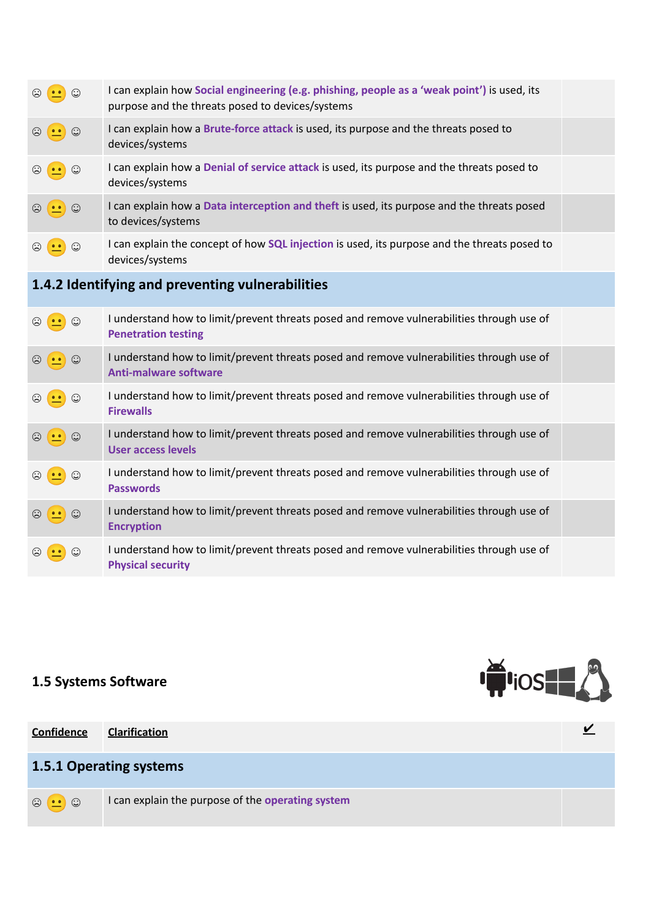| | | |
|---|---|---|
| ☹ 😐 ☺ | I can explain how **Social engineering (e.g. phishing, people as a 'weak point')** is used, its purpose and the threats posed to devices/systems | |
| ☹ 😐 ☺ | I can explain how a **Brute-force attack** is used, its purpose and the threats posed to devices/systems | |
| ☹ 😐 ☺ | I can explain how a **Denial of service attack** is used, its purpose and the threats posed to devices/systems | |
| ☹ 😐 ☺ | I can explain how a **Data interception and theft** is used, its purpose and the threats posed to devices/systems | |
| ☹ 😐 ☺ | I can explain the concept of how **SQL injection** is used, its purpose and the threats posed to devices/systems | |

### 1.4.2 Identifying and preventing vulnerabilities

| | | |
|---|---|---|
| ☹ 😐 ☺ | I understand how to limit/prevent threats posed and remove vulnerabilities through use of **Penetration testing** | |
| ☹ 😐 ☺ | I understand how to limit/prevent threats posed and remove vulnerabilities through use of **Anti-malware software** | |
| ☹ 😐 ☺ | I understand how to limit/prevent threats posed and remove vulnerabilities through use of **Firewalls** | |
| ☹ 😐 ☺ | I understand how to limit/prevent threats posed and remove vulnerabilities through use of **User access levels** | |
| ☹ 😐 ☺ | I understand how to limit/prevent threats posed and remove vulnerabilities through use of **Passwords** | |
| ☹ 😐 ☺ | I understand how to limit/prevent threats posed and remove vulnerabilities through use of **Encryption** | |
| ☹ 😐 ☺ | I understand how to limit/prevent threats posed and remove vulnerabilities through use of **Physical security** | |

## 1.5 Systems Software

| Confidence | Clarification | ✔ |
|---|---|---|

### 1.5.1 Operating systems

| | | |
|---|---|---|
| ☹ 😐 ☺ | I can explain the purpose of the **operating system** | |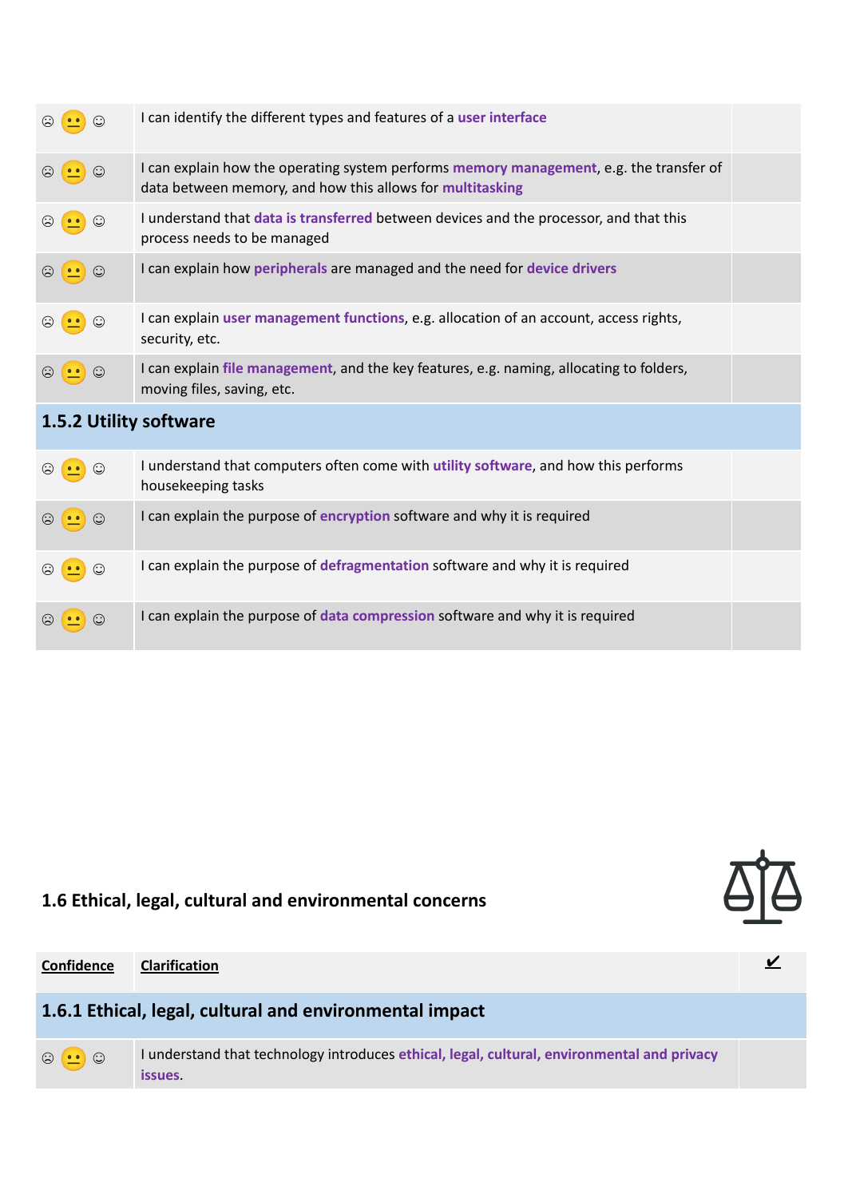| | | |
|---|---|---|
| ☹ 😐 ☺ | I can identify the different types and features of a **user interface** | |
| ☹ 😐 ☺ | I can explain how the operating system performs **memory management**, e.g. the transfer of data between memory, and how this allows for **multitasking** | |
| ☹ 😐 ☺ | I understand that **data is transferred** between devices and the processor, and that this process needs to be managed | |
| ☹ 😐 ☺ | I can explain how **peripherals** are managed and the need for **device drivers** | |
| ☹ 😐 ☺ | I can explain **user management functions**, e.g. allocation of an account, access rights, security, etc. | |
| ☹ 😐 ☺ | I can explain **file management**, and the key features, e.g. naming, allocating to folders, moving files, saving, etc. | |
| **1.5.2 Utility software** | | |
| ☹ 😐 ☺ | I understand that computers often come with **utility software**, and how this performs housekeeping tasks | |
| ☹ 😐 ☺ | I can explain the purpose of **encryption** software and why it is required | |
| ☹ 😐 ☺ | I can explain the purpose of **defragmentation** software and why it is required | |
| ☹ 😐 ☺ | I can explain the purpose of **data compression** software and why it is required | |

## 1.6 Ethical, legal, cultural and environmental concerns

| Confidence | Clarification | ✔ |
|---|---|---|
| **1.6.1 Ethical, legal, cultural and environmental impact** | | |
| ☹ 😐 ☺ | I understand that technology introduces **ethical, legal, cultural, environmental and privacy issues**. | |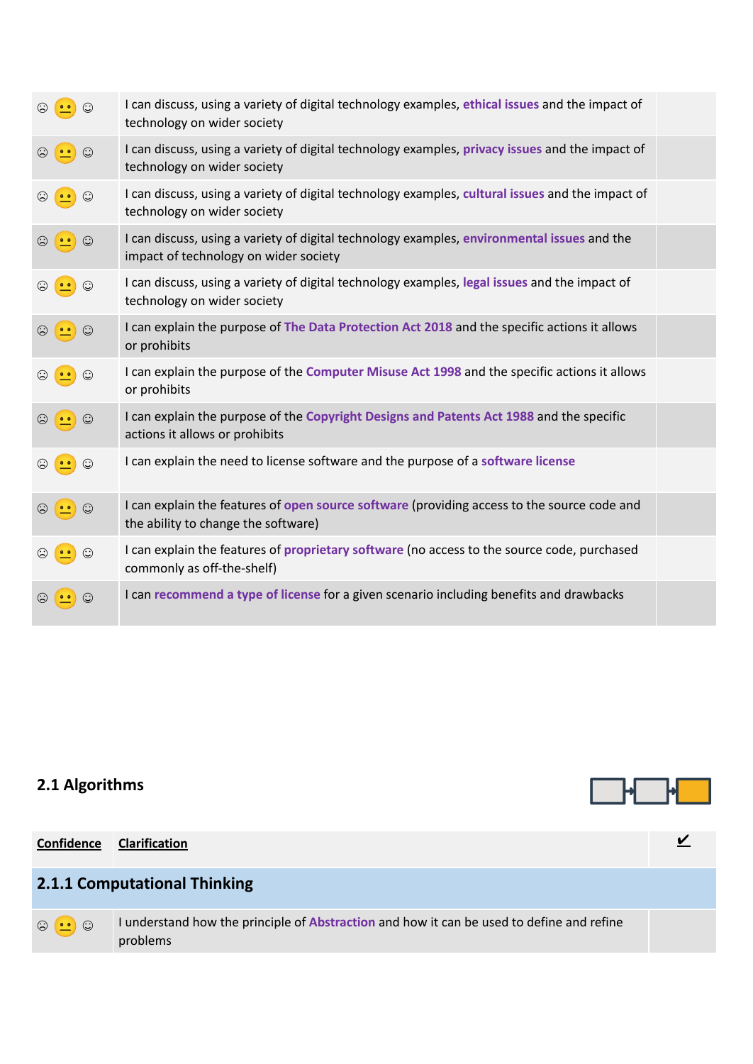| | | |
|---|---|---|
| ☹ 😐 ☺ | I can discuss, using a variety of digital technology examples, **ethical issues** and the impact of technology on wider society | |
| ☹ 😐 ☺ | I can discuss, using a variety of digital technology examples, **privacy issues** and the impact of technology on wider society | |
| ☹ 😐 ☺ | I can discuss, using a variety of digital technology examples, **cultural issues** and the impact of technology on wider society | |
| ☹ 😐 ☺ | I can discuss, using a variety of digital technology examples, **environmental issues** and the impact of technology on wider society | |
| ☹ 😐 ☺ | I can discuss, using a variety of digital technology examples, **legal issues** and the impact of technology on wider society | |
| ☹ 😐 ☺ | I can explain the purpose of **The Data Protection Act 2018** and the specific actions it allows or prohibits | |
| ☹ 😐 ☺ | I can explain the purpose of the **Computer Misuse Act 1998** and the specific actions it allows or prohibits | |
| ☹ 😐 ☺ | I can explain the purpose of the **Copyright Designs and Patents Act 1988** and the specific actions it allows or prohibits | |
| ☹ 😐 ☺ | I can explain the need to license software and the purpose of a **software license** | |
| ☹ 😐 ☺ | I can explain the features of **open source software** (providing access to the source code and the ability to change the software) | |
| ☹ 😐 ☺ | I can explain the features of **proprietary software** (no access to the source code, purchased commonly as off-the-shelf) | |
| ☹ 😐 ☺ | I can **recommend a type of license** for a given scenario including benefits and drawbacks | |

## 2.1 Algorithms

| Confidence | Clarification | ✔ |
|---|---|---|
| **2.1.1 Computational Thinking** | | |
| ☹ 😐 ☺ | I understand how the principle of **Abstraction** and how it can be used to define and refine problems | |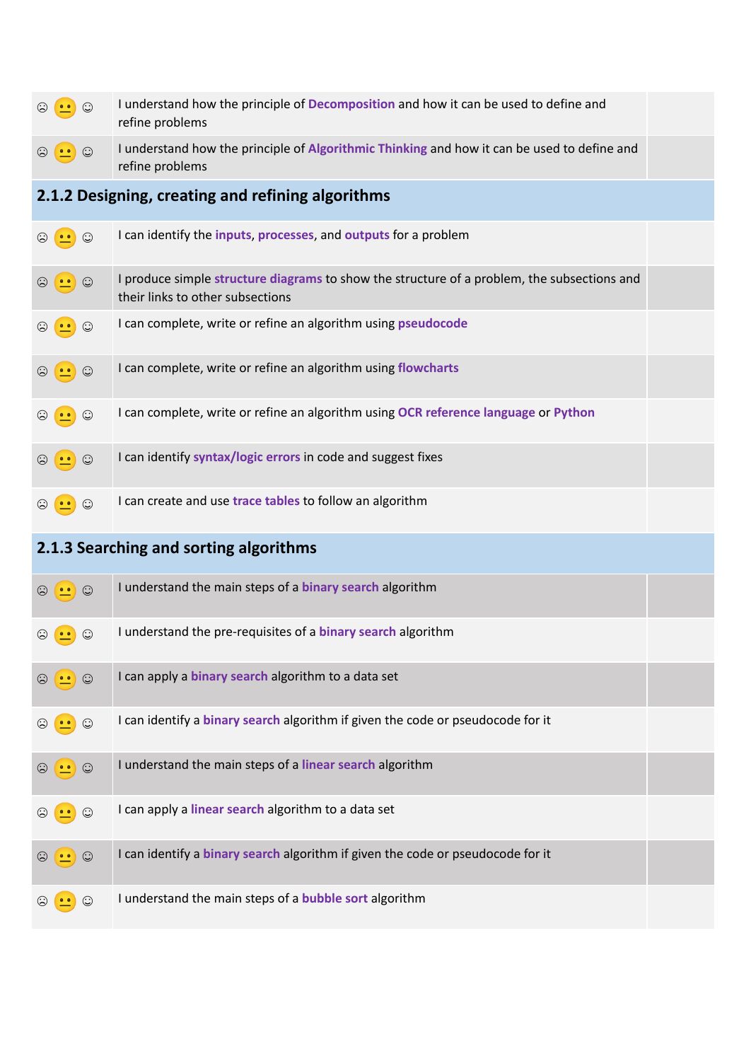| | | |
|---|---|---|
| ☹ 😐 ☺ | I understand how the principle of **Decomposition** and how it can be used to define and refine problems | |
| ☹ 😐 ☺ | I understand how the principle of **Algorithmic Thinking** and how it can be used to define and refine problems | |

## 2.1.2 Designing, creating and refining algorithms

| | | |
|---|---|---|
| ☹ 😐 ☺ | I can identify the **inputs**, **processes**, and **outputs** for a problem | |
| ☹ 😐 ☺ | I produce simple **structure diagrams** to show the structure of a problem, the subsections and their links to other subsections | |
| ☹ 😐 ☺ | I can complete, write or refine an algorithm using **pseudocode** | |
| ☹ 😐 ☺ | I can complete, write or refine an algorithm using **flowcharts** | |
| ☹ 😐 ☺ | I can complete, write or refine an algorithm using **OCR reference language** or **Python** | |
| ☹ 😐 ☺ | I can identify **syntax/logic errors** in code and suggest fixes | |
| ☹ 😐 ☺ | I can create and use **trace tables** to follow an algorithm | |

## 2.1.3 Searching and sorting algorithms

| | | |
|---|---|---|
| ☹ 😐 ☺ | I understand the main steps of a **binary search** algorithm | |
| ☹ 😐 ☺ | I understand the pre-requisites of a **binary search** algorithm | |
| ☹ 😐 ☺ | I can apply a **binary search** algorithm to a data set | |
| ☹ 😐 ☺ | I can identify a **binary search** algorithm if given the code or pseudocode for it | |
| ☹ 😐 ☺ | I understand the main steps of a **linear search** algorithm | |
| ☹ 😐 ☺ | I can apply a **linear search** algorithm to a data set | |
| ☹ 😐 ☺ | I can identify a **binary search** algorithm if given the code or pseudocode for it | |
| ☹ 😐 ☺ | I understand the main steps of a **bubble sort** algorithm | |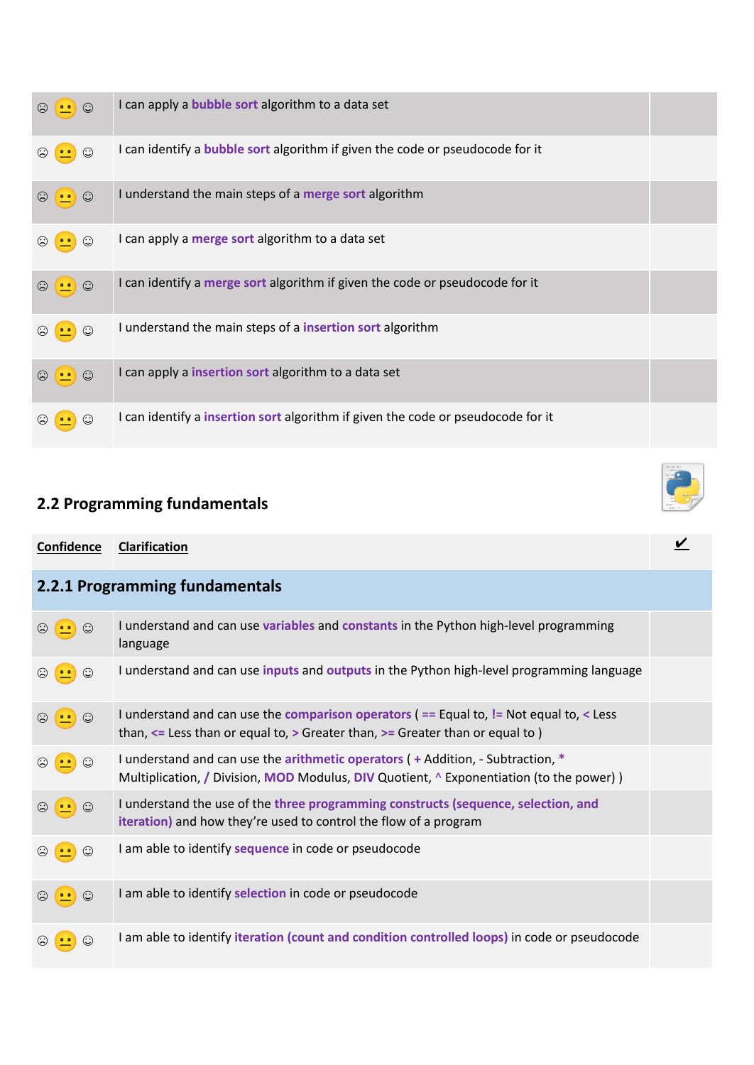| | | |
|---|---|---|
| ☹ 😐 ☺ | I can apply a **bubble sort** algorithm to a data set | |
| ☹ 😐 ☺ | I can identify a **bubble sort** algorithm if given the code or pseudocode for it | |
| ☹ 😐 ☺ | I understand the main steps of a **merge sort** algorithm | |
| ☹ 😐 ☺ | I can apply a **merge sort** algorithm to a data set | |
| ☹ 😐 ☺ | I can identify a **merge sort** algorithm if given the code or pseudocode for it | |
| ☹ 😐 ☺ | I understand the main steps of a **insertion sort** algorithm | |
| ☹ 😐 ☺ | I can apply a **insertion sort** algorithm to a data set | |
| ☹ 😐 ☺ | I can identify a **insertion sort** algorithm if given the code or pseudocode for it | |

## 2.2 Programming fundamentals

| Confidence | Clarification | ✔ |
|---|---|---|
| **2.2.1 Programming fundamentals** | | |
| ☹ 😐 ☺ | I understand and can use **variables** and **constants** in the Python high-level programming language | |
| ☹ 😐 ☺ | I understand and can use **inputs** and **outputs** in the Python high-level programming language | |
| ☹ 😐 ☺ | I understand and can use the **comparison operators** ( **==** Equal to, **!=** Not equal to, **<** Less than, **<=** Less than or equal to, **>** Greater than, **>=** Greater than or equal to ) | |
| ☹ 😐 ☺ | I understand and can use the **arithmetic operators** ( **+** Addition, **-** Subtraction, **\*** Multiplication, **/** Division, **MOD** Modulus, **DIV** Quotient, **^** Exponentiation (to the power) ) | |
| ☹ 😐 ☺ | I understand the use of the **three programming constructs (sequence, selection, and iteration)** and how they're used to control the flow of a program | |
| ☹ 😐 ☺ | I am able to identify **sequence** in code or pseudocode | |
| ☹ 😐 ☺ | I am able to identify **selection** in code or pseudocode | |
| ☹ 😐 ☺ | I am able to identify **iteration (count and condition controlled loops)** in code or pseudocode | |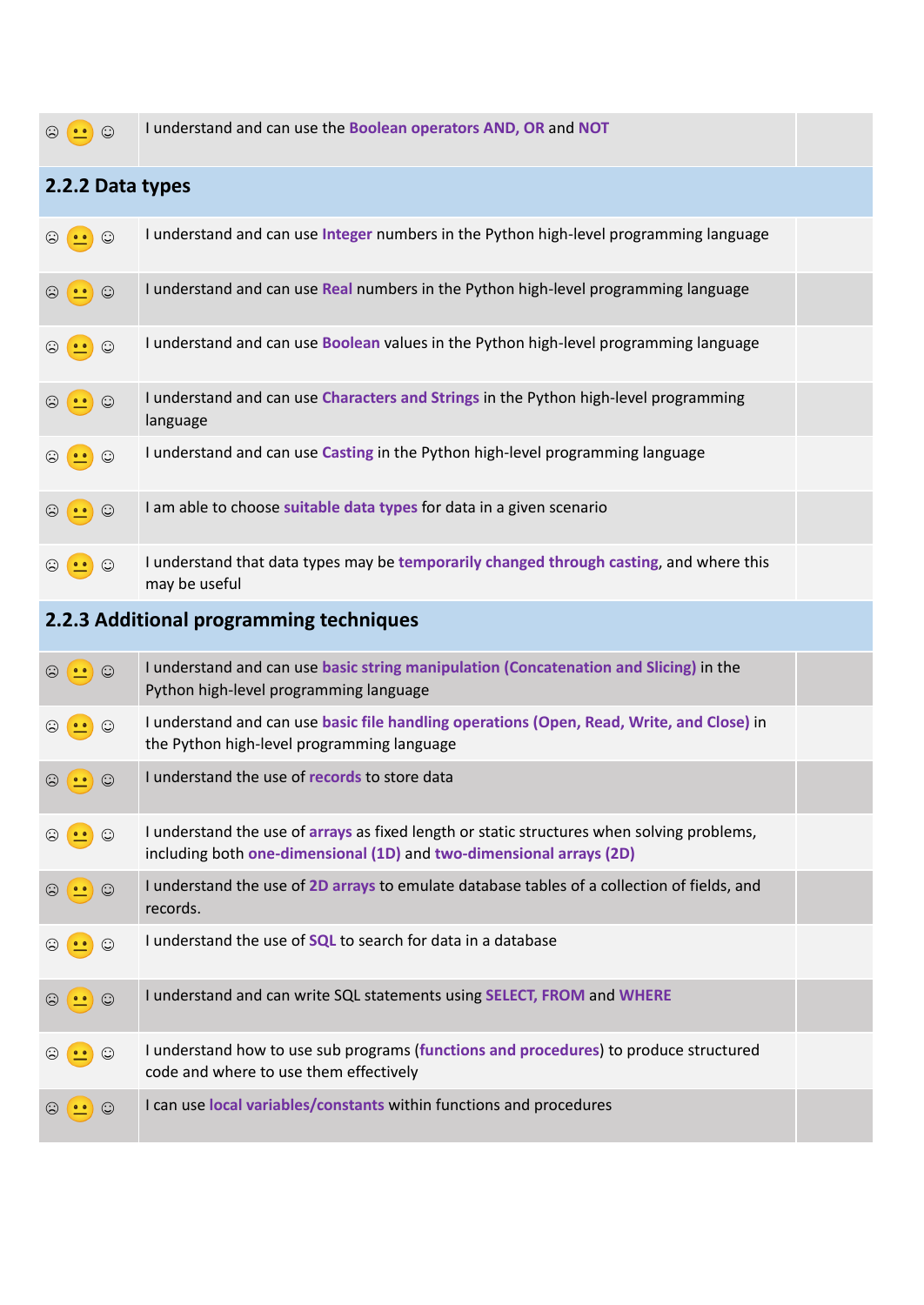| | | |
|---|---|---|
| ☹ 😐 ☺ | I understand and can use the **Boolean operators AND, OR** and **NOT** | |

## 2.2.2 Data types

| | | |
|---|---|---|
| ☹ 😐 ☺ | I understand and can use **Integer** numbers in the Python high-level programming language | |
| ☹ 😐 ☺ | I understand and can use **Real** numbers in the Python high-level programming language | |
| ☹ 😐 ☺ | I understand and can use **Boolean** values in the Python high-level programming language | |
| ☹ 😐 ☺ | I understand and can use **Characters and Strings** in the Python high-level programming language | |
| ☹ 😐 ☺ | I understand and can use **Casting** in the Python high-level programming language | |
| ☹ 😐 ☺ | I am able to choose **suitable data types** for data in a given scenario | |
| ☹ 😐 ☺ | I understand that data types may be **temporarily changed through casting**, and where this may be useful | |

## 2.2.3 Additional programming techniques

| | | |
|---|---|---|
| ☹ 😐 ☺ | I understand and can use **basic string manipulation (Concatenation and Slicing)** in the Python high-level programming language | |
| ☹ 😐 ☺ | I understand and can use **basic file handling operations (Open, Read, Write, and Close)** in the Python high-level programming language | |
| ☹ 😐 ☺ | I understand the use of **records** to store data | |
| ☹ 😐 ☺ | I understand the use of **arrays** as fixed length or static structures when solving problems, including both **one-dimensional (1D)** and **two-dimensional arrays (2D)** | |
| ☹ 😐 ☺ | I understand the use of **2D arrays** to emulate database tables of a collection of fields, and records. | |
| ☹ 😐 ☺ | I understand the use of **SQL** to search for data in a database | |
| ☹ 😐 ☺ | I understand and can write SQL statements using **SELECT, FROM** and **WHERE** | |
| ☹ 😐 ☺ | I understand how to use sub programs (**functions and procedures**) to produce structured code and where to use them effectively | |
| ☹ 😐 ☺ | I can use **local variables/constants** within functions and procedures | |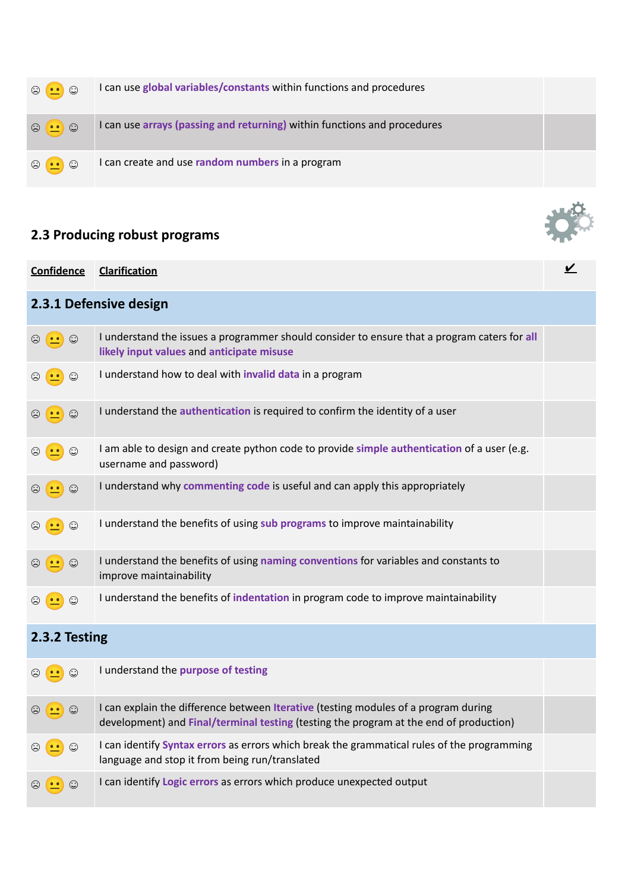| | | |
|---|---|---|
| ☹ 😐 ☺ | I can use **global variables/constants** within functions and procedures | |
| ☹ 😐 ☺ | I can use **arrays (passing and returning)** within functions and procedures | |
| ☹ 😐 ☺ | I can create and use **random numbers** in a program | |

## 2.3 Producing robust programs

| Confidence | Clarification | ✔ |
|---|---|---|
| **2.3.1 Defensive design** | | |
| ☹ 😐 ☺ | I understand the issues a programmer should consider to ensure that a program caters for **all likely input values** and **anticipate misuse** | |
| ☹ 😐 ☺ | I understand how to deal with **invalid data** in a program | |
| ☹ 😐 ☺ | I understand the **authentication** is required to confirm the identity of a user | |
| ☹ 😐 ☺ | I am able to design and create python code to provide **simple authentication** of a user (e.g. username and password) | |
| ☹ 😐 ☺ | I understand why **commenting code** is useful and can apply this appropriately | |
| ☹ 😐 ☺ | I understand the benefits of using **sub programs** to improve maintainability | |
| ☹ 😐 ☺ | I understand the benefits of using **naming conventions** for variables and constants to improve maintainability | |
| ☹ 😐 ☺ | I understand the benefits of **indentation** in program code to improve maintainability | |
| **2.3.2 Testing** | | |
| ☹ 😐 ☺ | I understand the **purpose of testing** | |
| ☹ 😐 ☺ | I can explain the difference between **Iterative** (testing modules of a program during development) and **Final/terminal testing** (testing the program at the end of production) | |
| ☹ 😐 ☺ | I can identify **Syntax errors** as errors which break the grammatical rules of the programming language and stop it from being run/translated | |
| ☹ 😐 ☺ | I can identify **Logic errors** as errors which produce unexpected output | |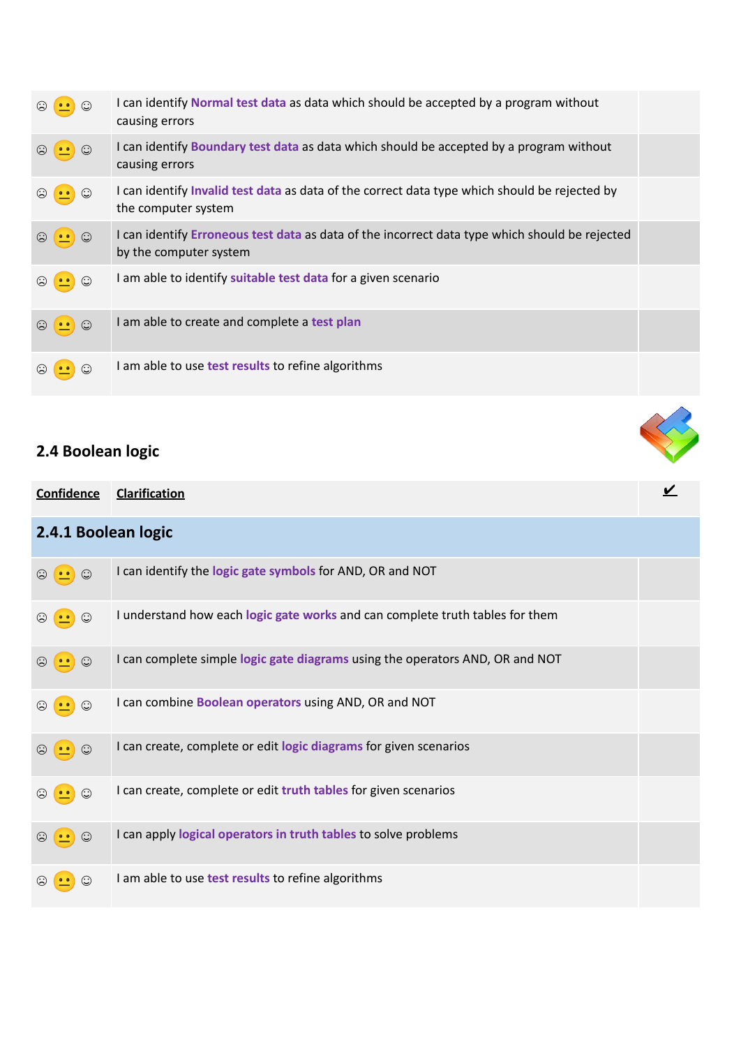| | | |
|---|---|---|
| ☹ 😐 ☺ | I can identify **Normal test data** as data which should be accepted by a program without causing errors | |
| ☹ 😐 ☺ | I can identify **Boundary test data** as data which should be accepted by a program without causing errors | |
| ☹ 😐 ☺ | I can identify **Invalid test data** as data of the correct data type which should be rejected by the computer system | |
| ☹ 😐 ☺ | I can identify **Erroneous test data** as data of the incorrect data type which should be rejected by the computer system | |
| ☹ 😐 ☺ | I am able to identify **suitable test data** for a given scenario | |
| ☹ 😐 ☺ | I am able to create and complete a **test plan** | |
| ☹ 😐 ☺ | I am able to use **test results** to refine algorithms | |

## 2.4 Boolean logic

| Confidence | Clarification | ✔ |
|---|---|---|
| **2.4.1 Boolean logic** | | |
| ☹ 😐 ☺ | I can identify the **logic gate symbols** for AND, OR and NOT | |
| ☹ 😐 ☺ | I understand how each **logic gate works** and can complete truth tables for them | |
| ☹ 😐 ☺ | I can complete simple **logic gate diagrams** using the operators AND, OR and NOT | |
| ☹ 😐 ☺ | I can combine **Boolean operators** using AND, OR and NOT | |
| ☹ 😐 ☺ | I can create, complete or edit **logic diagrams** for given scenarios | |
| ☹ 😐 ☺ | I can create, complete or edit **truth tables** for given scenarios | |
| ☹ 😐 ☺ | I can apply **logical operators in truth tables** to solve problems | |
| ☹ 😐 ☺ | I am able to use **test results** to refine algorithms | |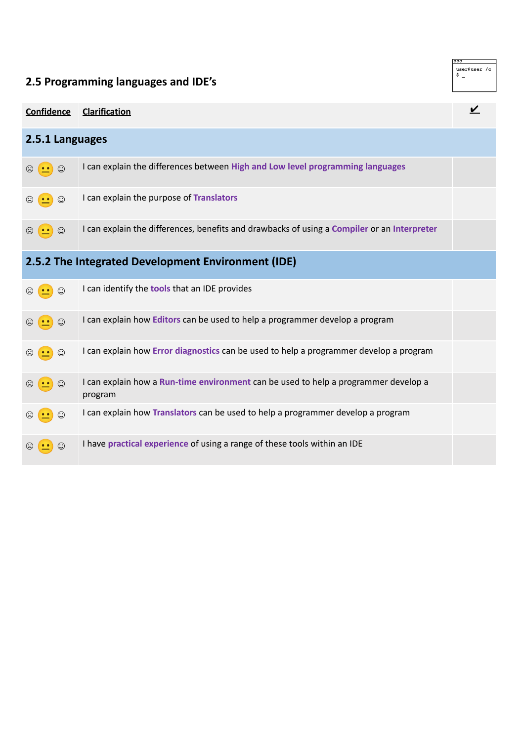## 2.5 Programming languages and IDE's

| Confidence | Clarification | ✔ |
|---|---|---|
| **2.5.1 Languages** | | |
| ☹ 😐 ☺ | I can explain the differences between **High and Low level programming languages** | |
| ☹ 😐 ☺ | I can explain the purpose of **Translators** | |
| ☹ 😐 ☺ | I can explain the differences, benefits and drawbacks of using a **Compiler** or an **Interpreter** | |
| **2.5.2 The Integrated Development Environment (IDE)** | | |
| ☹ 😐 ☺ | I can identify the **tools** that an IDE provides | |
| ☹ 😐 ☺ | I can explain how **Editors** can be used to help a programmer develop a program | |
| ☹ 😐 ☺ | I can explain how **Error diagnostics** can be used to help a programmer develop a program | |
| ☹ 😐 ☺ | I can explain how a **Run-time environment** can be used to help a programmer develop a program | |
| ☹ 😐 ☺ | I can explain how **Translators** can be used to help a programmer develop a program | |
| ☹ 😐 ☺ | I have **practical experience** of using a range of these tools within an IDE | |